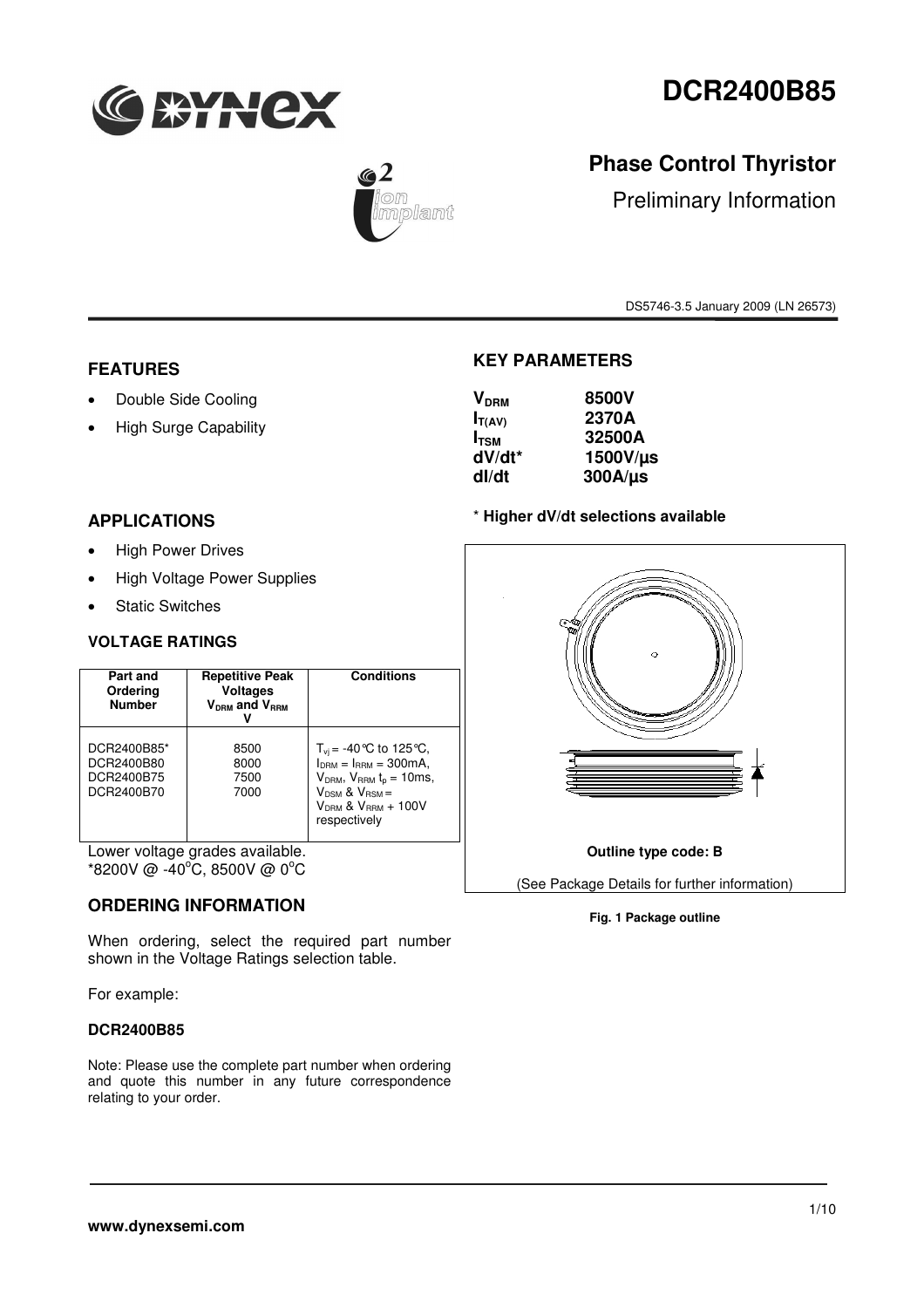# DCR2400B85

## Phase Control Thyristor

Preliminary Information

DS5746-3.5 January 2009 (LN 26573)

### FEATURES

- Double Side Cooling
- High Surge Capability

### APPLICATIONS

- High Power Drives
- High Voltage Power Supplies
- Static Switches

### VOLTAGE RATINGS

| Part and Ordering Number | Repetitive Peak Voltages $V_{DRM}$ and $V_{RRM}$ V | Conditions |
|---|---|---|
| DCR2400B85* <br> DCR2400B80 <br> DCR2400B75 <br> DCR2400B70 | 8500 <br> 8000 <br> 7500 <br> 7000 | $T_{vj}$ = -40°C to 125°C, $I_{DRM}$ = $I_{RRM}$ = 300mA, $V_{DRM}$, $V_{RRM}$ $t_p$ = 10ms, $V_{DSM}$ & $V_{RSM}$ = $V_{DRM}$ & $V_{RRM}$ + 100V respectively |

Lower voltage grades available.
*8200V @ -40°C, 8500V @ 0°C

### ORDERING INFORMATION

When ordering, select the required part number shown in the Voltage Ratings selection table.

For example:

**DCR2400B85**

Note: Please use the complete part number when ordering and quote this number in any future correspondence relating to your order.

### KEY PARAMETERS

| | |
|---|---|
| $V_{DRM}$ | **8500V** |
| $I_{T(AV)}$ | **2370A** |
| $I_{TSM}$ | **32500A** |
| dV/dt* | **1500V/µs** |
| dI/dt | **300A/µs** |

**\* Higher dV/dt selections available**

**Outline type code: B**

(See Package Details for further information)

**Fig. 1 Package outline**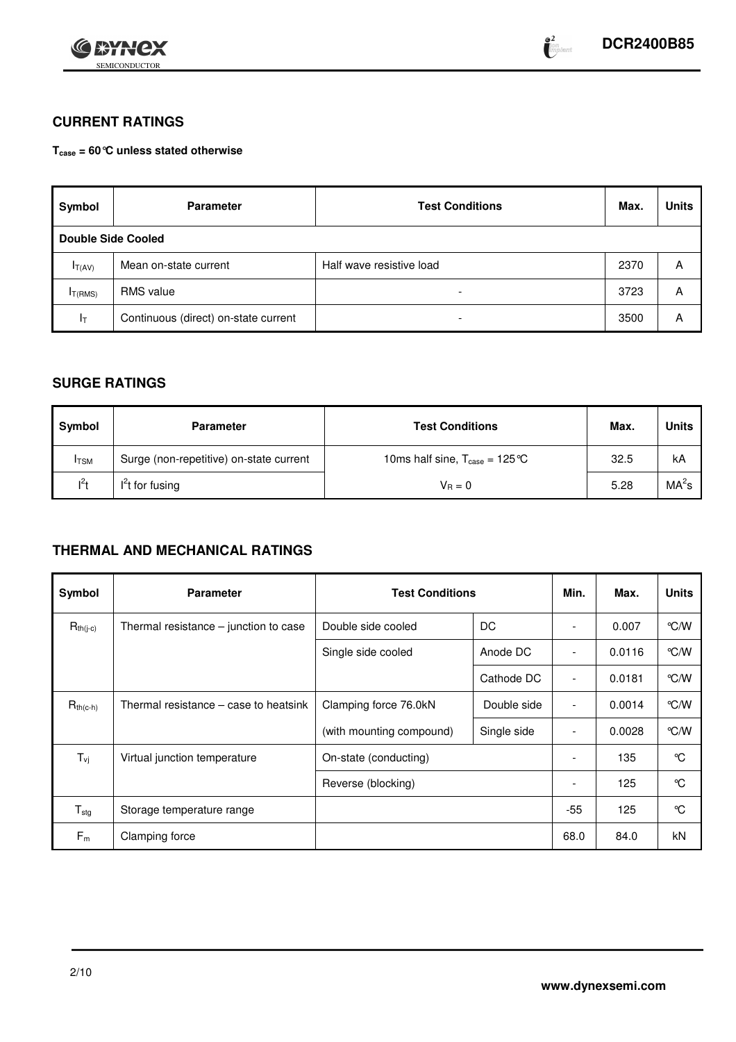## CURRENT RATINGS

**$T_{case}$ = 60°C unless stated otherwise**

| Symbol | Parameter | Test Conditions | Max. | Units |
|---|---|---|---|---|
| **Double Side Cooled** | | | | |
| $I_{T(AV)}$ | Mean on-state current | Half wave resistive load | 2370 | A |
| $I_{T(RMS)}$ | RMS value | - | 3723 | A |
| $I_T$ | Continuous (direct) on-state current | - | 3500 | A |

## SURGE RATINGS

| Symbol | Parameter | Test Conditions | Max. | Units |
|---|---|---|---|---|
| $I_{TSM}$ | Surge (non-repetitive) on-state current | 10ms half sine, $T_{case}$ = 125°C | 32.5 | kA |
| $I^2t$ | $I^2t$ for fusing | $V_R = 0$ | 5.28 | $MA^2s$ |

## THERMAL AND MECHANICAL RATINGS

| Symbol | Parameter | Test Conditions | | Min. | Max. | Units |
|---|---|---|---|---|---|---|
| $R_{th(j-c)}$ | Thermal resistance – junction to case | Double side cooled | DC | - | 0.007 | °C/W |
| | | Single side cooled | Anode DC | - | 0.0116 | °C/W |
| | | | Cathode DC | - | 0.0181 | °C/W |
| $R_{th(c-h)}$ | Thermal resistance – case to heatsink | Clamping force 76.0kN | Double side | - | 0.0014 | °C/W |
| | | (with mounting compound) | Single side | - | 0.0028 | °C/W |
| $T_{vj}$ | Virtual junction temperature | On-state (conducting) | | - | 135 | °C |
| | | Reverse (blocking) | | - | 125 | °C |
| $T_{stg}$ | Storage temperature range | | | -55 | 125 | °C |
| $F_m$ | Clamping force | | | 68.0 | 84.0 | kN |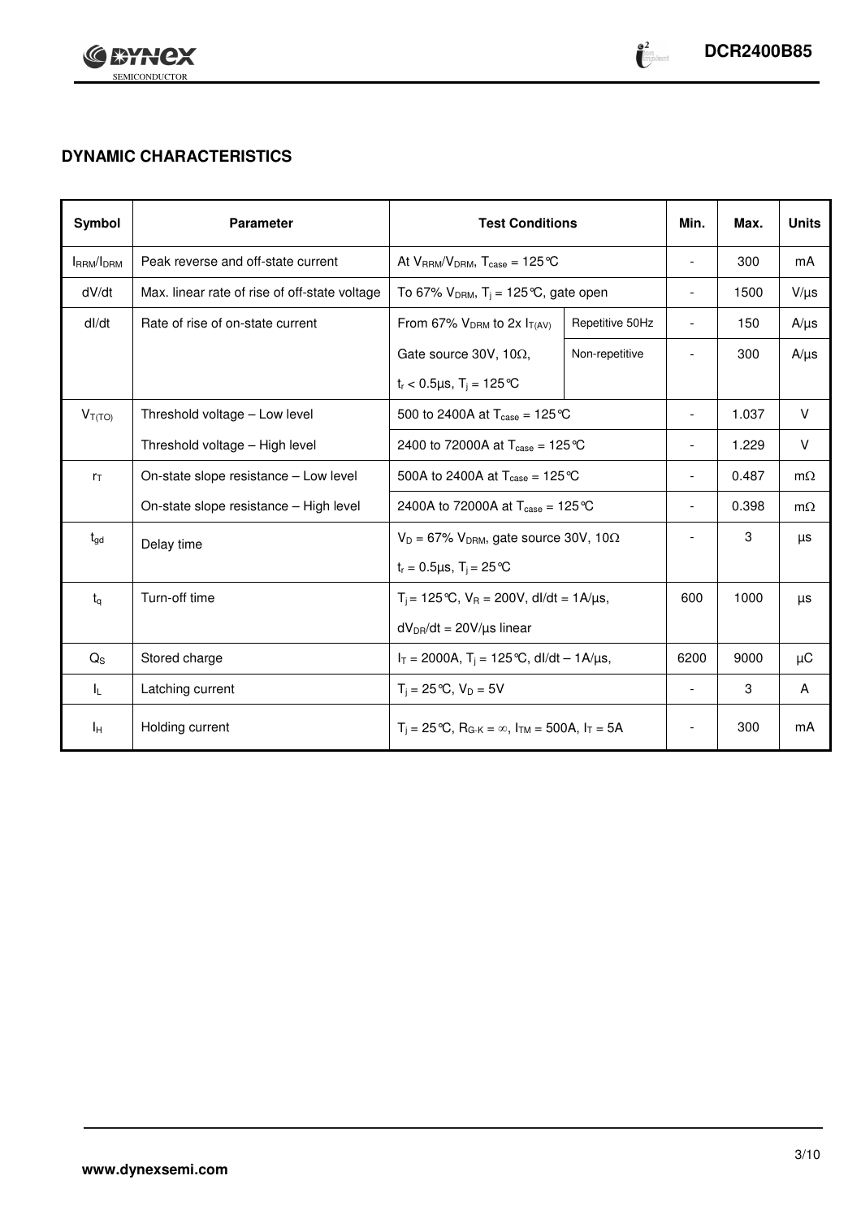## DYNAMIC CHARACTERISTICS

| Symbol | Parameter | Test Conditions | | Min. | Max. | Units |
|---|---|---|---|---|---|---|
| $I_{RRM}/I_{DRM}$ | Peak reverse and off-state current | At $V_{RRM}/V_{DRM}$, $T_{case}$ = 125°C | | - | 300 | mA |
| dV/dt | Max. linear rate of rise of off-state voltage | To 67% $V_{DRM}$, $T_j$ = 125°C, gate open | | - | 1500 | V/µs |
| dI/dt | Rate of rise of on-state current | From 67% $V_{DRM}$ to 2x $I_{T(AV)}$ | Repetitive 50Hz | - | 150 | A/µs |
| | | Gate source 30V, 10Ω, | Non-repetitive | - | 300 | A/µs |
| | | $t_r$ < 0.5µs, $T_j$ = 125°C | | | | |
| $V_{T(TO)}$ | Threshold voltage – Low level | 500 to 2400A at $T_{case}$ = 125°C | | - | 1.037 | V |
| | Threshold voltage – High level | 2400 to 72000A at $T_{case}$ = 125°C | | - | 1.229 | V |
| $r_T$ | On-state slope resistance – Low level | 500A to 2400A at $T_{case}$ = 125°C | | - | 0.487 | mΩ |
| | On-state slope resistance – High level | 2400A to 72000A at $T_{case}$ = 125°C | | - | 0.398 | mΩ |
| $t_{gd}$ | Delay time | $V_D$ = 67% $V_{DRM}$, gate source 30V, 10Ω | | - | 3 | µs |
| | | $t_r$ = 0.5µs, $T_j$ = 25°C | | | | |
| $t_q$ | Turn-off time | $T_j$ = 125°C, $V_R$ = 200V, dI/dt = 1A/µs, | | 600 | 1000 | µs |
| | | $dV_{DR}/dt$ = 20V/µs linear | | | | |
| $Q_S$ | Stored charge | $I_T$ = 2000A, $T_j$ = 125°C, dI/dt – 1A/µs, | | 6200 | 9000 | µC |
| $I_L$ | Latching current | $T_j$ = 25°C, $V_D$ = 5V | | - | 3 | A |
| $I_H$ | Holding current | $T_j$ = 25°C, $R_{G-K}$ = ∞, $I_{TM}$ = 500A, $I_T$ = 5A | | - | 300 | mA |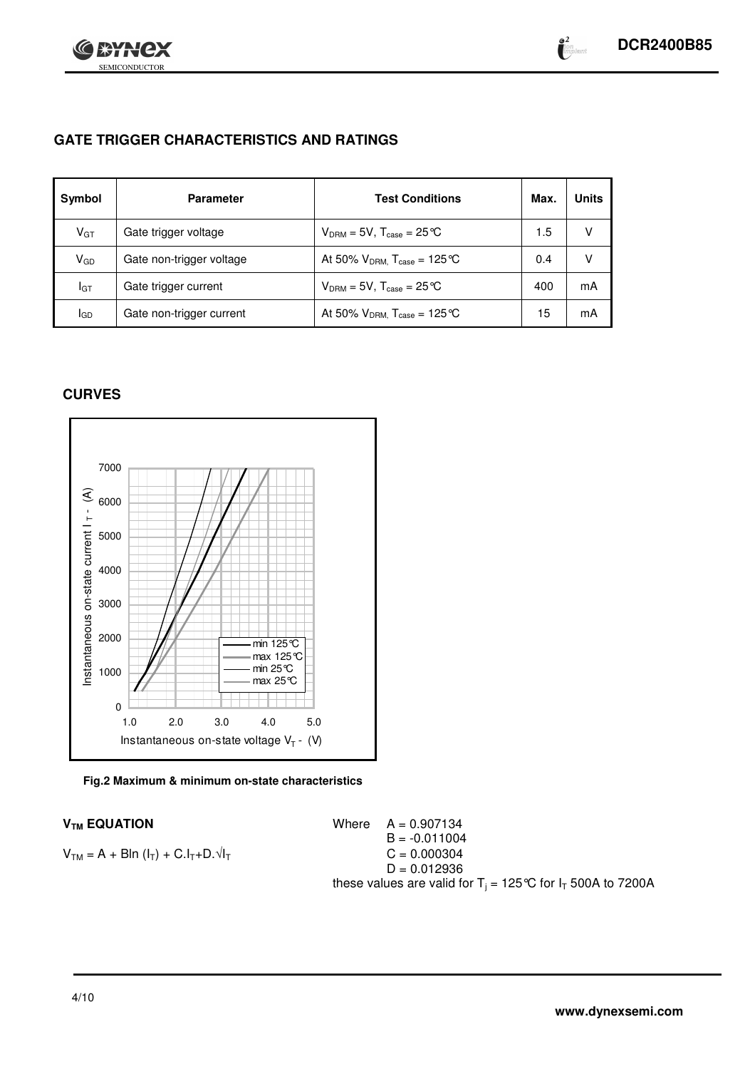## GATE TRIGGER CHARACTERISTICS AND RATINGS

| Symbol | Parameter | Test Conditions | Max. | Units |
|---|---|---|---|---|
| $V_{GT}$ | Gate trigger voltage | $V_{DRM} = 5V$, $T_{case} = 25°C$ | 1.5 | V |
| $V_{GD}$ | Gate non-trigger voltage | At 50% $V_{DRM}$, $T_{case} = 125°C$ | 0.4 | V |
| $I_{GT}$ | Gate trigger current | $V_{DRM} = 5V$, $T_{case} = 25°C$ | 400 | mA |
| $I_{GD}$ | Gate non-trigger current | At 50% $V_{DRM}$, $T_{case} = 125°C$ | 15 | mA |

## CURVES

Fig.2 Maximum & minimum on-state characteristics

### $V_{TM}$ EQUATION

$$V_{TM} = A + B\ln(I_T) + C.I_T + D.\sqrt{I_T}$$

Where
$A = 0.907134$
$B = -0.011004$
$C = 0.000304$
$D = 0.012936$

these values are valid for $T_j = 125°C$ for $I_T$ 500A to 7200A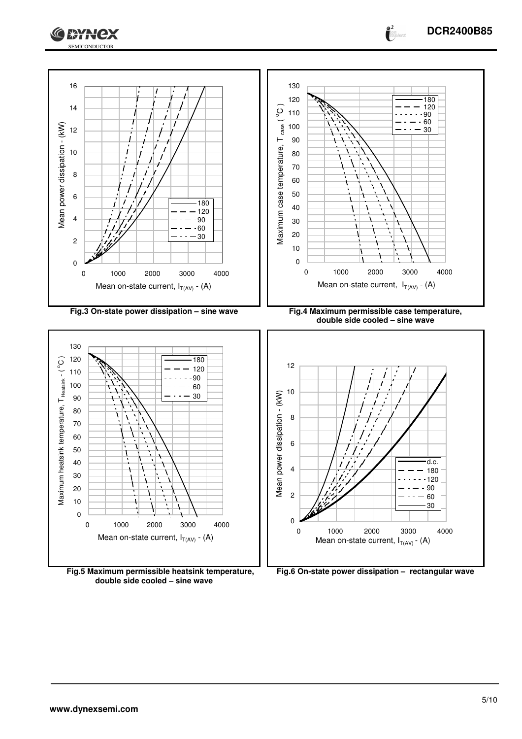Fig.3 On-state power dissipation – sine wave

Fig.4 Maximum permissible case temperature, double side cooled – sine wave

Fig.5 Maximum permissible heatsink temperature, double side cooled – sine wave

Fig.6 On-state power dissipation – rectangular wave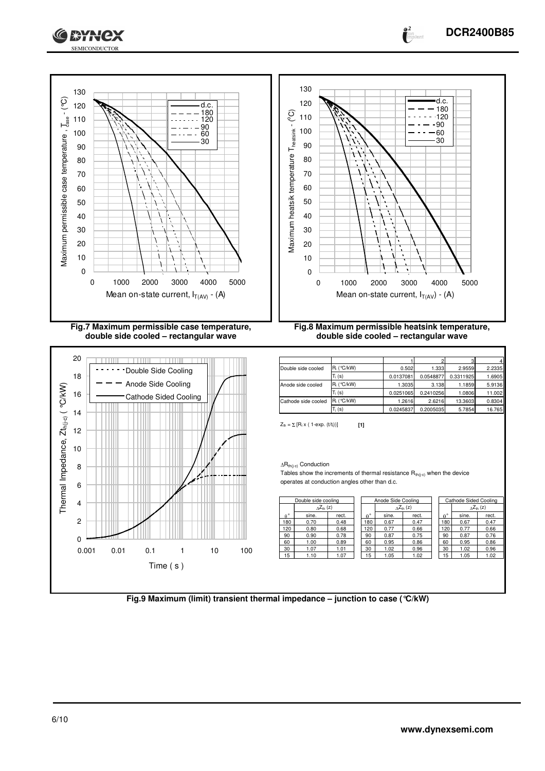Fig.7 Maximum permissible case temperature, double side cooled – rectangular wave

Fig.8 Maximum permissible heatsink temperature, double side cooled – rectangular wave

| | | 1 | 2 | 3 | 4 |
|---|---|---|---|---|---|
| Double side cooled | $R_i$ (°C/kW) | 0.502 | 1.333 | 2.9559 | 2.2335 |
| | $T_i$ (s) | 0.0137081 | 0.0548877 | 0.3311925 | 1.6905 |
| Anode side cooled | $R_i$ (°C/kW) | 1.3035 | 3.138 | 1.1859 | 5.9136 |
| | $T_i$ (s) | 0.0251065 | 0.2410256 | 1.0806 | 11.002 |
| Cathode side cooled | $R_i$ (°C/kW) | 1.2616 | 2.6216 | 13.3603 | 0.8304 |
| | $T_i$ (s) | 0.0245837 | 0.2005035 | 5.7854 | 16.765 |

$Z_{th} = \sum [R_i \times (1 - \exp.(t/t_i))]$ **[1]**

$\Delta R_{th(j-c)}$ Conduction

Tables show the increments of thermal resistance $R_{th(j-c)}$ when the device operates at conduction angles other than d.c.

| Double side cooling | | |
|---|---|---|
| | $\Delta Z_{th}$ (z) | |
| θ° | sine. | rect. |
| 180 | 0.70 | 0.48 |
| 120 | 0.80 | 0.68 |
| 90 | 0.90 | 0.78 |
| 60 | 1.00 | 0.89 |
| 30 | 1.07 | 1.01 |
| 15 | 1.10 | 1.07 |

| Anode Side Cooling | | |
|---|---|---|
| | $\Delta Z_{th}$ (z) | |
| θ° | sine. | rect. |
| 180 | 0.67 | 0.47 |
| 120 | 0.77 | 0.66 |
| 90 | 0.87 | 0.75 |
| 60 | 0.95 | 0.86 |
| 30 | 1.02 | 0.96 |
| 15 | 1.05 | 1.02 |

| Cathode Sided Cooling | | |
|---|---|---|
| | $\Delta Z_{th}$ (z) | |
| θ° | sine. | rect. |
| 180 | 0.67 | 0.47 |
| 120 | 0.77 | 0.66 |
| 90 | 0.87 | 0.76 |
| 60 | 0.95 | 0.86 |
| 30 | 1.02 | 0.96 |
| 15 | 1.05 | 1.02 |

Fig.9 Maximum (limit) transient thermal impedance – junction to case (°C/kW)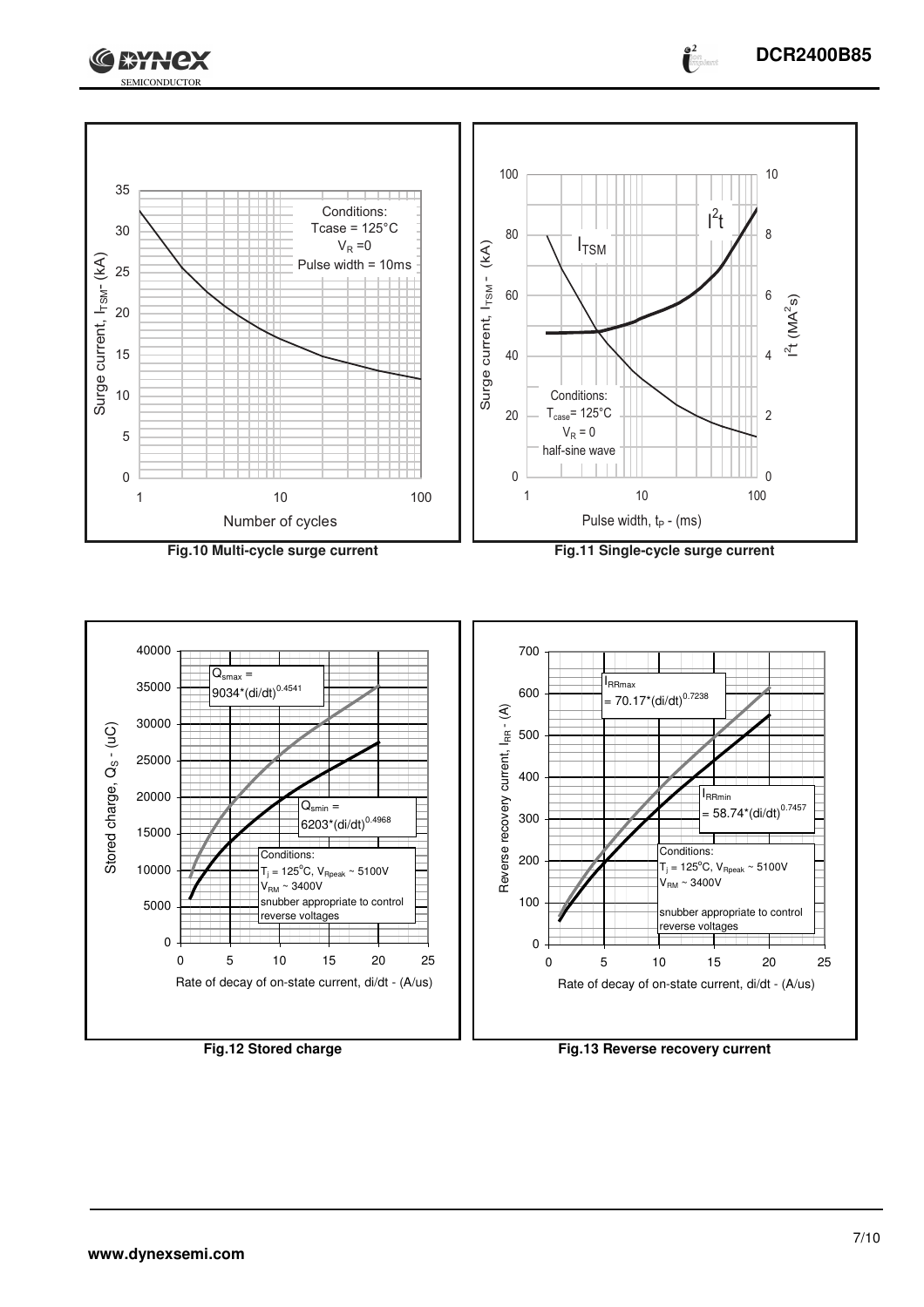Conditions:
Tcase = 125°C
$V_R$ = 0
Pulse width = 10ms

Surge current, $I_{TSM}$ - (kA)

Number of cycles

**Fig.10 Multi-cycle surge current**

$I^2t$

$I_{TSM}$

Conditions:
$T_{case}$ = 125°C
$V_R$ = 0
half-sine wave

Surge current, $I_{TSM}$ - (kA)

$I^2t$ ($MA^2s$)

Pulse width, $t_P$ - (ms)

**Fig.11 Single-cycle surge current**

$Q_{smax} = 9034*(di/dt)^{0.4541}$

$Q_{smin} = 6203*(di/dt)^{0.4968}$

Conditions:
$T_j$ = 125°C, $V_{Rpeak}$ ~ 5100V
$V_{RM}$ ~ 3400V
snubber appropriate to control reverse voltages

Stored charge, $Q_S$ - (uC)

Rate of decay of on-state current, di/dt - (A/us)

**Fig.12 Stored charge**

$I_{RRmax} = 70.17*(di/dt)^{0.7238}$

$I_{RRmin} = 58.74*(di/dt)^{0.7457}$

Conditions:
$T_j$ = 125°C, $V_{Rpeak}$ ~ 5100V
$V_{RM}$ ~ 3400V
snubber appropriate to control reverse voltages

Reverse recovery current, $I_{RR}$ - (A)

Rate of decay of on-state current, di/dt - (A/us)

**Fig.13 Reverse recovery current**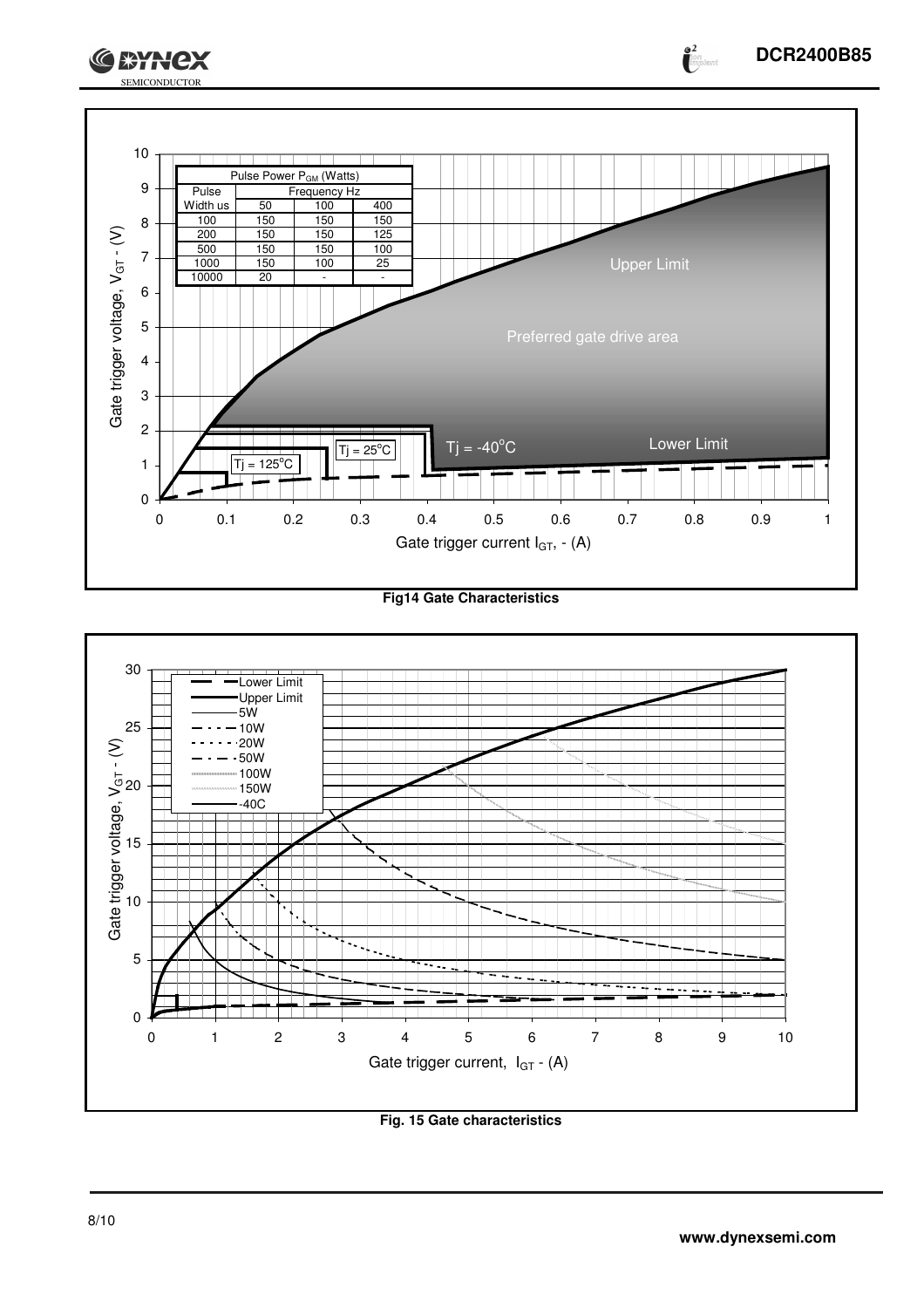| Pulse Power $P_{GM}$ (Watts) | | | |
|---|---|---|---|
| Pulse Width us | Frequency Hz | | |
| | 50 | 100 | 400 |
| 100 | 150 | 150 | 150 |
| 200 | 150 | 150 | 125 |
| 500 | 150 | 150 | 100 |
| 1000 | 150 | 100 | 25 |
| 10000 | 20 | - | - |

**Fig14 Gate Characteristics**

**Fig. 15 Gate characteristics**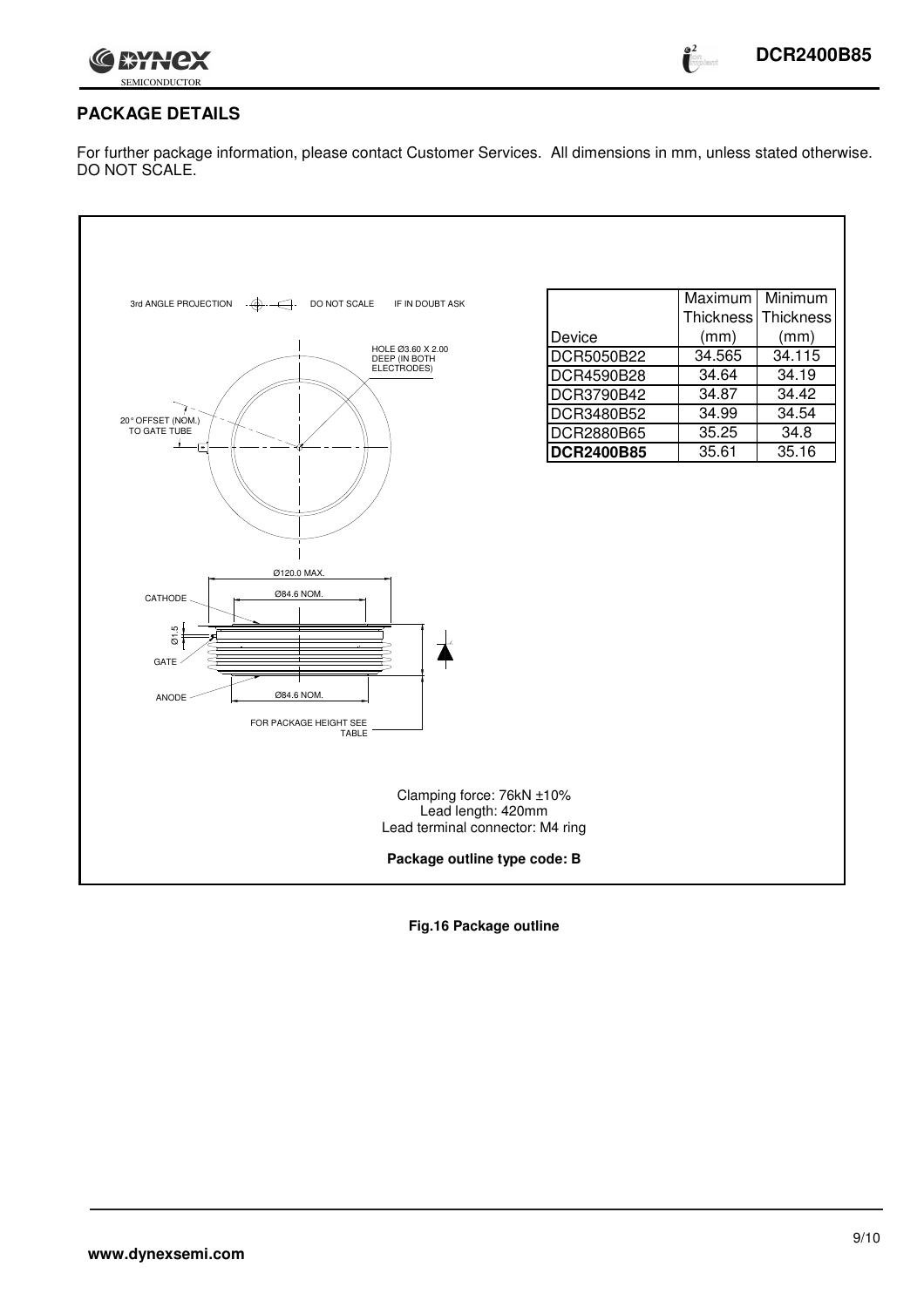## PACKAGE DETAILS

For further package information, please contact Customer Services. All dimensions in mm, unless stated otherwise. DO NOT SCALE.

3rd ANGLE PROJECTION DO NOT SCALE IF IN DOUBT ASK

HOLE Ø3.60 X 2.00 DEEP (IN BOTH ELECTRODES)

20° OFFSET (NOM.) TO GATE TUBE

Ø120.0 MAX.

Ø84.6 NOM.

CATHODE

Ø1.5

GATE

ANODE

Ø84.6 NOM.

FOR PACKAGE HEIGHT SEE TABLE

| Device | Maximum Thickness (mm) | Minimum Thickness (mm) |
|---|---|---|
| DCR5050B22 | 34.565 | 34.115 |
| DCR4590B28 | 34.64 | 34.19 |
| DCR3790B42 | 34.87 | 34.42 |
| DCR3480B52 | 34.99 | 34.54 |
| DCR2880B65 | 35.25 | 34.8 |
| **DCR2400B85** | 35.61 | 35.16 |

Clamping force: 76kN ±10%
Lead length: 420mm
Lead terminal connector: M4 ring

**Package outline type code: B**

**Fig.16 Package outline**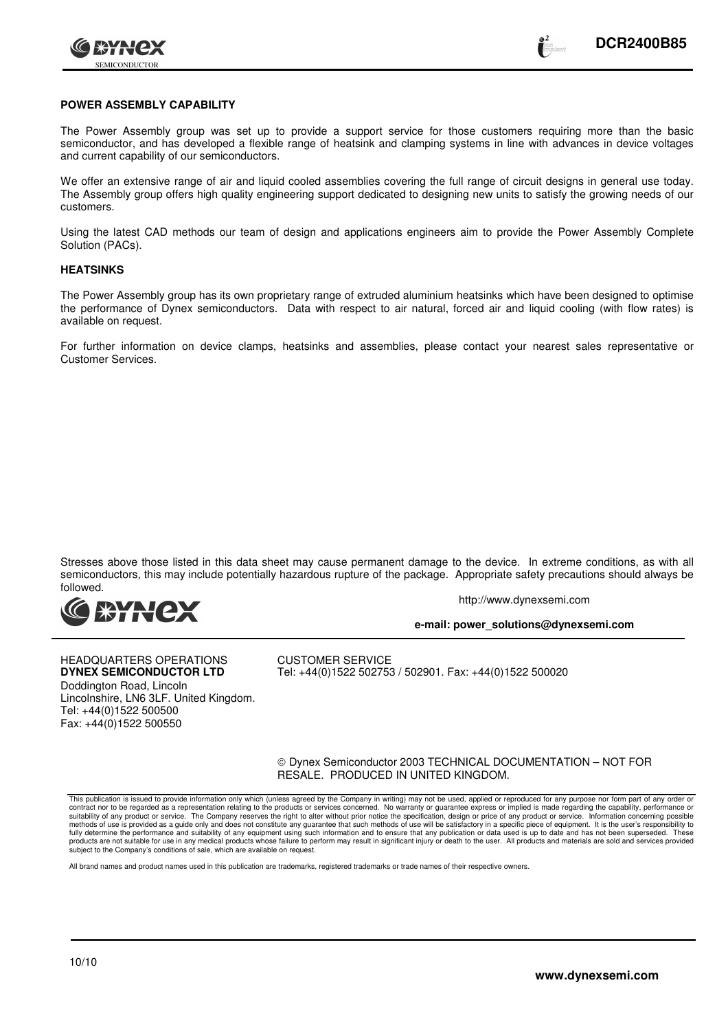## POWER ASSEMBLY CAPABILITY

The Power Assembly group was set up to provide a support service for those customers requiring more than the basic semiconductor, and has developed a flexible range of heatsink and clamping systems in line with advances in device voltages and current capability of our semiconductors.

We offer an extensive range of air and liquid cooled assemblies covering the full range of circuit designs in general use today. The Assembly group offers high quality engineering support dedicated to designing new units to satisfy the growing needs of our customers.

Using the latest CAD methods our team of design and applications engineers aim to provide the Power Assembly Complete Solution (PACs).

## HEATSINKS

The Power Assembly group has its own proprietary range of extruded aluminium heatsinks which have been designed to optimise the performance of Dynex semiconductors. Data with respect to air natural, forced air and liquid cooling (with flow rates) is available on request.

For further information on device clamps, heatsinks and assemblies, please contact your nearest sales representative or Customer Services.

Stresses above those listed in this data sheet may cause permanent damage to the device. In extreme conditions, as with all semiconductors, this may include potentially hazardous rupture of the package. Appropriate safety precautions should always be followed.

http://www.dynexsemi.com

**e-mail: power_solutions@dynexsemi.com**

HEADQUARTERS OPERATIONS
**DYNEX SEMICONDUCTOR LTD**
Doddington Road, Lincoln
Lincolnshire, LN6 3LF. United Kingdom.
Tel: +44(0)1522 500500
Fax: +44(0)1522 500550

CUSTOMER SERVICE
Tel: +44(0)1522 502753 / 502901. Fax: +44(0)1522 500020

© Dynex Semiconductor 2003 TECHNICAL DOCUMENTATION – NOT FOR RESALE. PRODUCED IN UNITED KINGDOM.

This publication is issued to provide information only which (unless agreed by the Company in writing) may not be used, applied or reproduced for any purpose nor form part of any order or contract nor to be regarded as a representation relating to the products or services concerned. No warranty or guarantee express or implied is made regarding the capability, performance or suitability of any product or service. The Company reserves the right to alter without prior notice the specification, design or price of any product or service. Information concerning possible methods of use is provided as a guide only and does not constitute any guarantee that such methods of use will be satisfactory in a specific piece of equipment. It is the user's responsibility to fully determine the performance and suitability of any equipment using such information and to ensure that any publication or data used is up to date and has not been superseded. These products are not suitable for use in any medical products whose failure to perform may result in significant injury or death to the user. All products and materials are sold and services provided subject to the Company's conditions of sale, which are available on request.

All brand names and product names used in this publication are trademarks, registered trademarks or trade names of their respective owners.